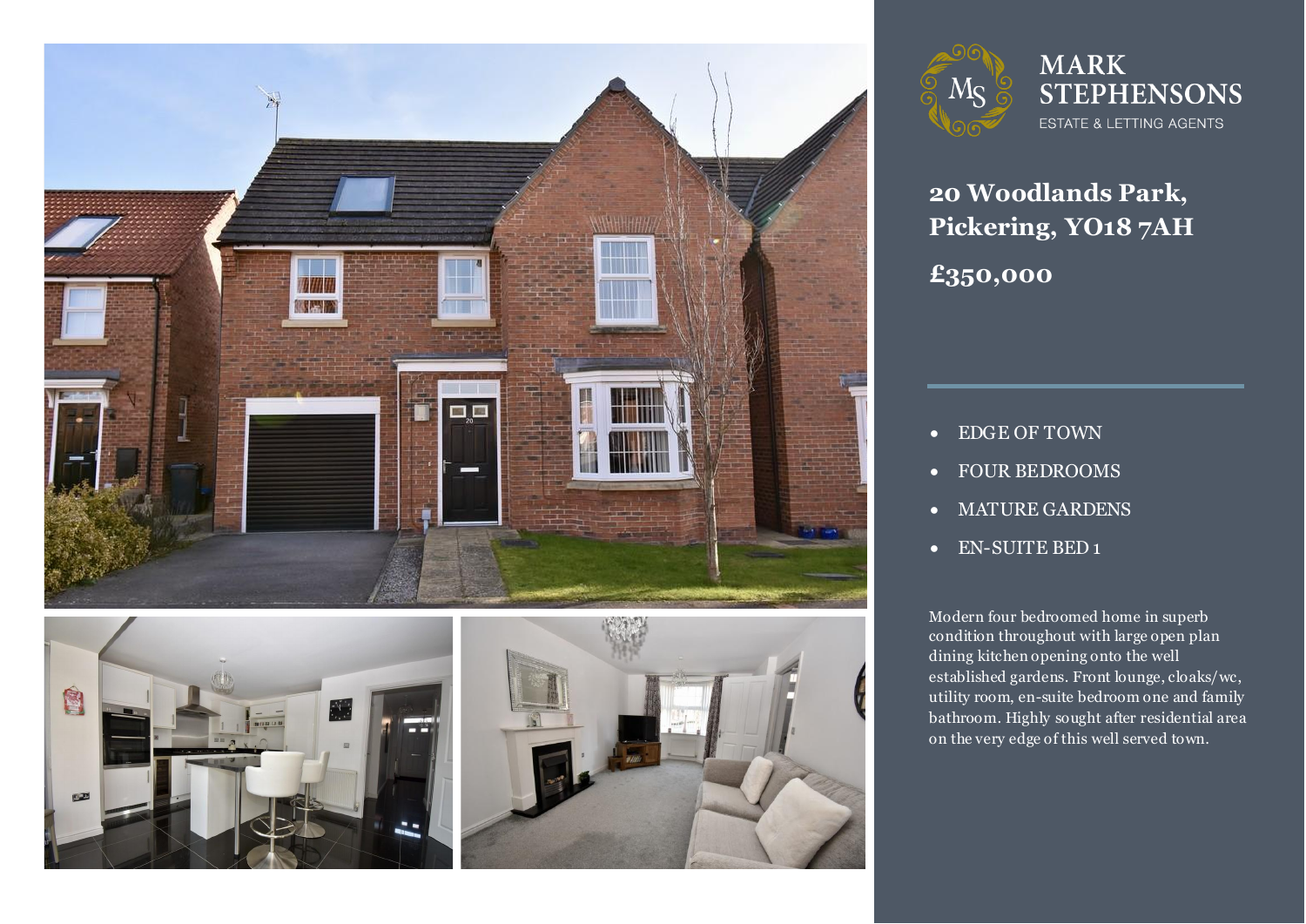MARK STEPHENSONS

ESTATE & LETTING AGENTS

# 20 Woodlands Park, Pickering, YO18 7AH

## £350,000

- EDGE OF TOWN
- FOUR BEDROOMS
- MATURE GARDENS
- EN-SUITE BED 1

Modern four bedroomed home in superb condition throughout with large open plan dining kitchen opening onto the well established gardens. Front lounge, cloaks/wc, utility room, en-suite bedroom one and family bathroom. Highly sought after residential area on the very edge of this well served town.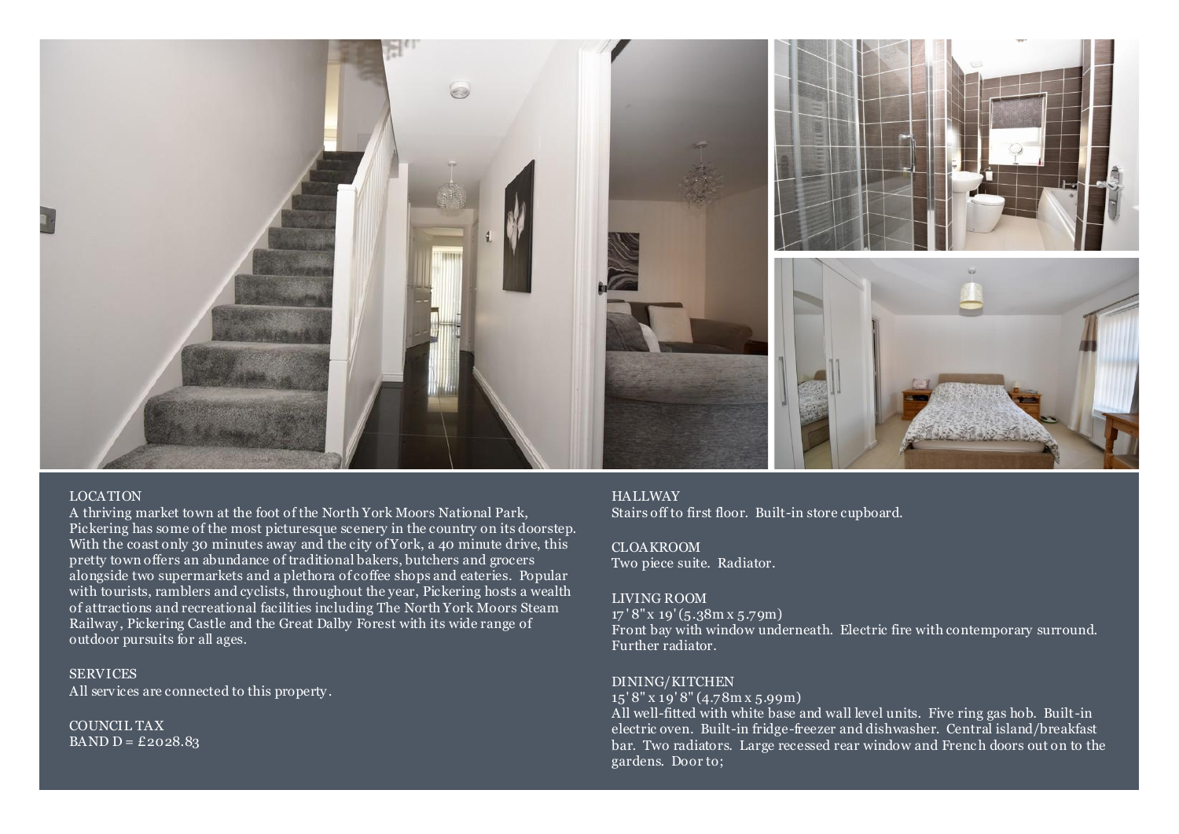## LOCATION

A thriving market town at the foot of the North York Moors National Park, Pickering has some of the most picturesque scenery in the country on its doorstep. With the coast only 30 minutes away and the city of York, a 40 minute drive, this pretty town offers an abundance of traditional bakers, butchers and grocers alongside two supermarkets and a plethora of coffee shops and eateries. Popular with tourists, ramblers and cyclists, throughout the year, Pickering hosts a wealth of attractions and recreational facilities including The North York Moors Steam Railway, Pickering Castle and the Great Dalby Forest with its wide range of outdoor pursuits for all ages.

## SERVICES

All services are connected to this property.

## COUNCIL TAX

BAND D = £2028.83

## HALLWAY

Stairs off to first floor. Built-in store cupboard.

## CLOAKROOM

Two piece suite. Radiator.

## LIVING ROOM

17' 8" x 19' (5.38m x 5.79m)

Front bay with window underneath. Electric fire with contemporary surround. Further radiator.

## DINING/KITCHEN

15' 8" x 19' 8" (4.78m x 5.99m)

All well-fitted with white base and wall level units. Five ring gas hob. Built-in electric oven. Built-in fridge-freezer and dishwasher. Central island/breakfast bar. Two radiators. Large recessed rear window and French doors out on to the gardens. Door to;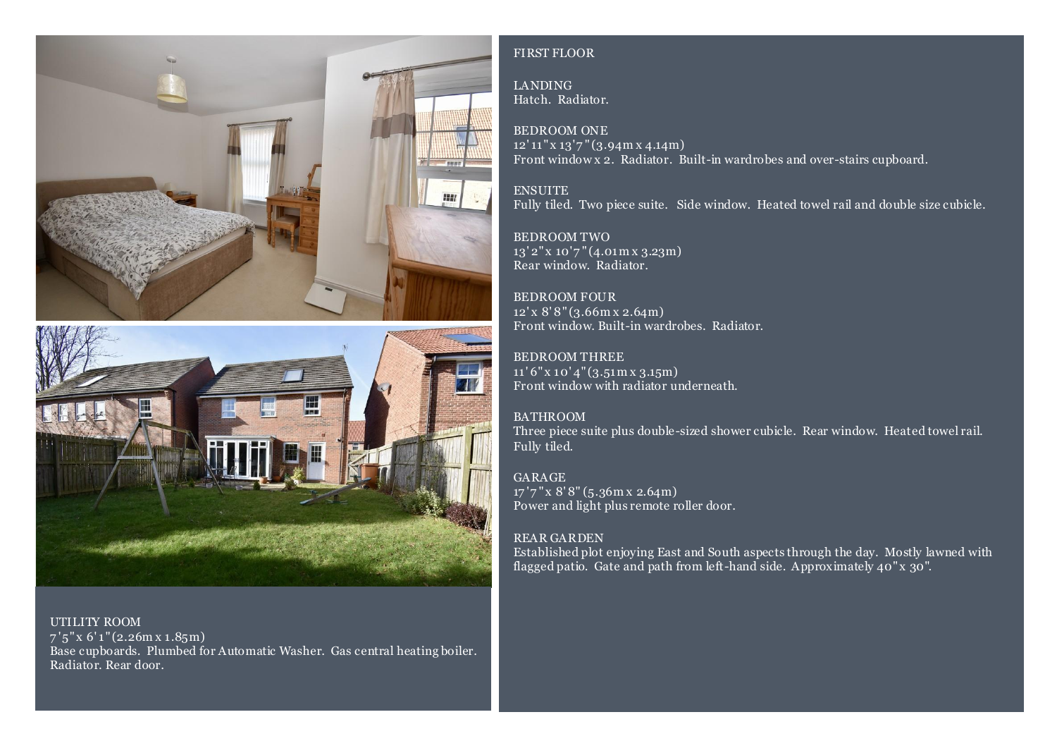UTILITY ROOM
7'5"x 6'1"(2.26m x 1.85m)
Base cupboards. Plumbed for Automatic Washer. Gas central heating boiler. Radiator. Rear door.

FIRST FLOOR

LANDING
Hatch. Radiator.

BEDROOM ONE
12'11"x 13'7"(3.94m x 4.14m)
Front window x 2. Radiator. Built-in wardrobes and over-stairs cupboard.

ENSUITE
Fully tiled. Two piece suite. Side window. Heated towel rail and double size cubicle.

BEDROOM TWO
13'2"x 10'7"(4.01m x 3.23m)
Rear window. Radiator.

BEDROOM FOUR
12'x 8'8"(3.66m x 2.64m)
Front window. Built-in wardrobes. Radiator.

BEDROOM THREE
11'6"x 10'4"(3.51m x 3.15m)
Front window with radiator underneath.

BATHROOM
Three piece suite plus double-sized shower cubicle. Rear window. Heated towel rail. Fully tiled.

GARAGE
17'7"x 8'8"(5.36m x 2.64m)
Power and light plus remote roller door.

REAR GARDEN
Established plot enjoying East and South aspects through the day. Mostly lawned with flagged patio. Gate and path from left-hand side. Approximately 40"x 30".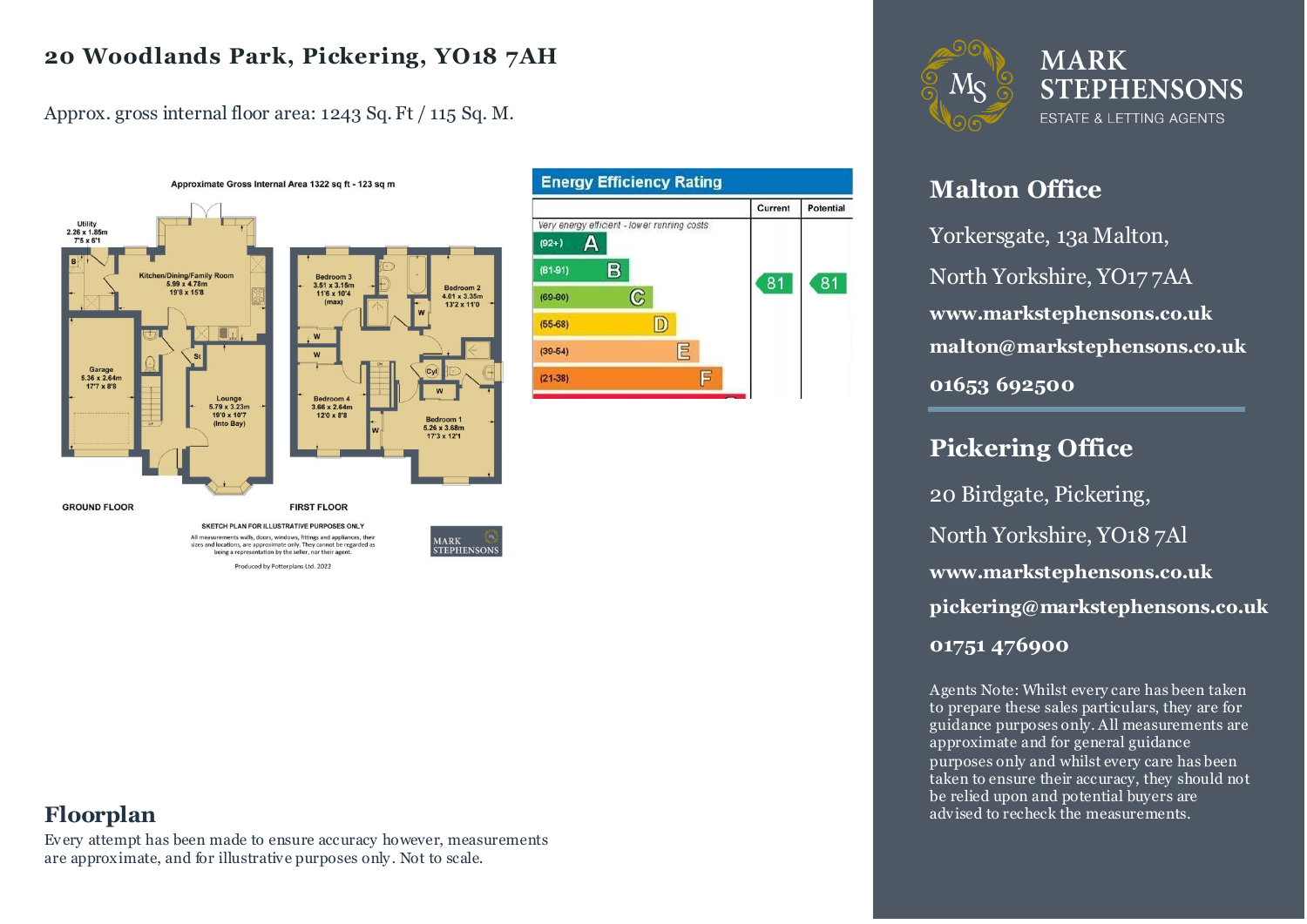# 20 Woodlands Park, Pickering, YO18 7AH

Approx. gross internal floor area: 1243 Sq. Ft / 115 Sq. M.

Approximate Gross Internal Area 1322 sq ft - 123 sq m

Utility
2.26 x 1.85m
7'5 x 6'1

Kitchen/Dining/Family Room
5.99 x 4.78m
19'8 x 15'8

Garage
5.36 x 2.64m
17'7 x 8'8

Lounge
5.79 x 3.23m
19'0 x 10'7
(Into Bay)

Bedroom 3
3.51 x 3.15m
11'6 x 10'4
(max)

Bedroom 2
4.01 x 3.35m
13'2 x 11'0

Bedroom 4
3.66 x 2.64m
12'0 x 8'8

Bedroom 1
5.26 x 3.68m
17'3 x 12'1

GROUND FLOOR

FIRST FLOOR

SKETCH PLAN FOR ILLUSTRATIVE PURPOSES ONLY

All measurements walls, doors, windows, fittings and appliances, their sizes and locations, are approximate only. They cannot be regarded as being a representation by the seller, nor their agent.

Produced by Potterplans Ltd. 2022

Energy Efficiency Rating

Current
Potential

Very energy efficient - lower running costs

(92+) A
(81-91) B
(69-80) C
(55-68) D
(39-54) E
(21-38) F

81
81

## Floorplan

Every attempt has been made to ensure accuracy however, measurements are approximate, and for illustrative purposes only. Not to scale.

MARK STEPHENSONS
ESTATE & LETTING AGENTS

## Malton Office

Yorkersgate, 13a Malton,

North Yorkshire, YO17 7AA

**www.markstephensons.co.uk**

**malton@markstephensons.co.uk**

**01653 692500**

## Pickering Office

20 Birdgate, Pickering,

North Yorkshire, YO18 7Al

**www.markstephensons.co.uk**

**pickering@markstephensons.co.uk**

**01751 476900**

Agents Note: Whilst every care has been taken to prepare these sales particulars, they are for guidance purposes only. All measurements are approximate and for general guidance purposes only and whilst every care has been taken to ensure their accuracy, they should not be relied upon and potential buyers are advised to recheck the measurements.